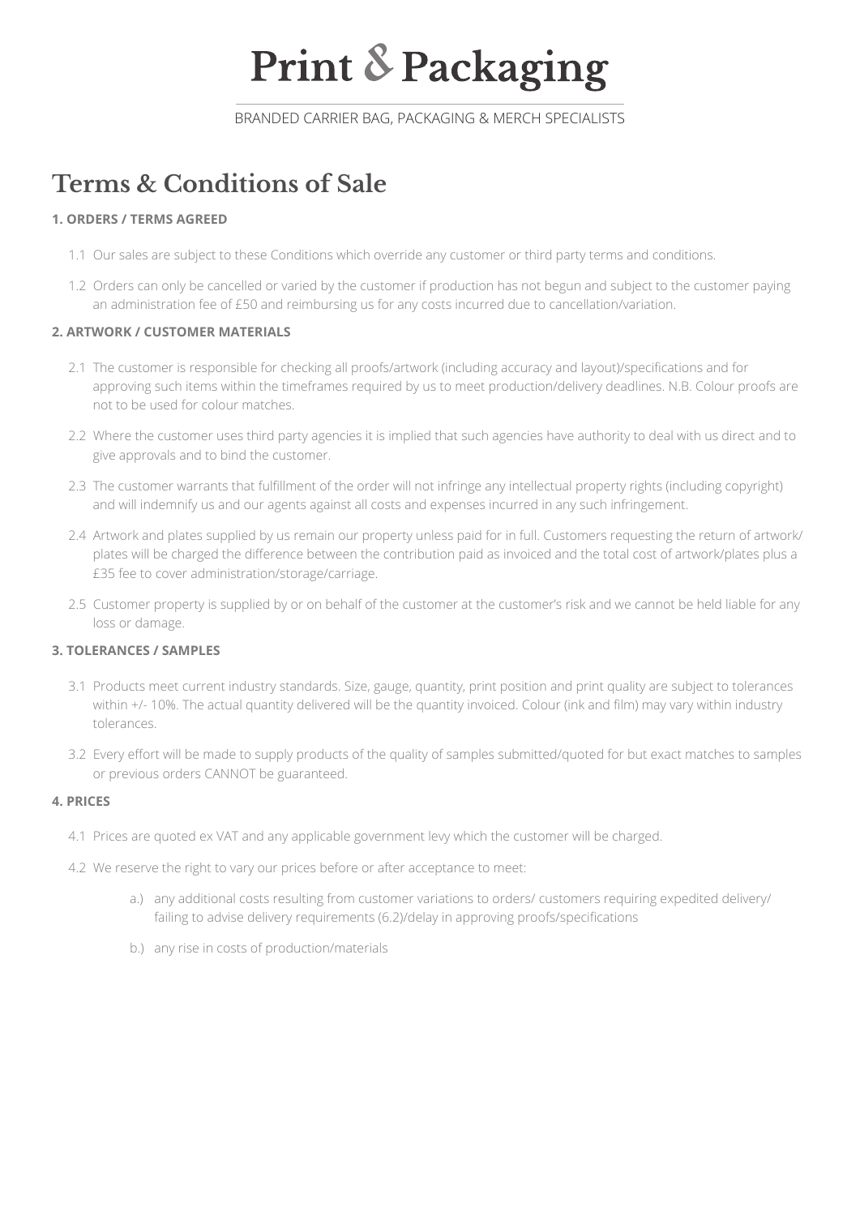# Print & Packaging

BRANDED CARRIER BAG, PACKAGING & MERCH SPECIALISTS

## Terms & Conditions of Sale

### 1. ORDERS / TERMS AGREED

1.1 Our sales are subject to these Conditions which override any customer or third party terms and conditions.

1.2 Orders can only be cancelled or varied by the customer if production has not begun and subject to the customer paying an administration fee of £50 and reimbursing us for any costs incurred due to cancellation/variation.

### 2. ARTWORK / CUSTOMER MATERIALS

2.1 The customer is responsible for checking all proofs/artwork (including accuracy and layout)/specifications and for approving such items within the timeframes required by us to meet production/delivery deadlines. N.B. Colour proofs are not to be used for colour matches.

2.2 Where the customer uses third party agencies it is implied that such agencies have authority to deal with us direct and to give approvals and to bind the customer.

2.3 The customer warrants that fulfillment of the order will not infringe any intellectual property rights (including copyright) and will indemnify us and our agents against all costs and expenses incurred in any such infringement.

2.4 Artwork and plates supplied by us remain our property unless paid for in full. Customers requesting the return of artwork/ plates will be charged the difference between the contribution paid as invoiced and the total cost of artwork/plates plus a £35 fee to cover administration/storage/carriage.

2.5 Customer property is supplied by or on behalf of the customer at the customer's risk and we cannot be held liable for any loss or damage.

### 3. TOLERANCES / SAMPLES

3.1 Products meet current industry standards. Size, gauge, quantity, print position and print quality are subject to tolerances within +/- 10%. The actual quantity delivered will be the quantity invoiced. Colour (ink and film) may vary within industry tolerances.

3.2 Every effort will be made to supply products of the quality of samples submitted/quoted for but exact matches to samples or previous orders CANNOT be guaranteed.

### 4. PRICES

4.1 Prices are quoted ex VAT and any applicable government levy which the customer will be charged.

4.2 We reserve the right to vary our prices before or after acceptance to meet:

a.) any additional costs resulting from customer variations to orders/ customers requiring expedited delivery/ failing to advise delivery requirements (6.2)/delay in approving proofs/specifications

b.) any rise in costs of production/materials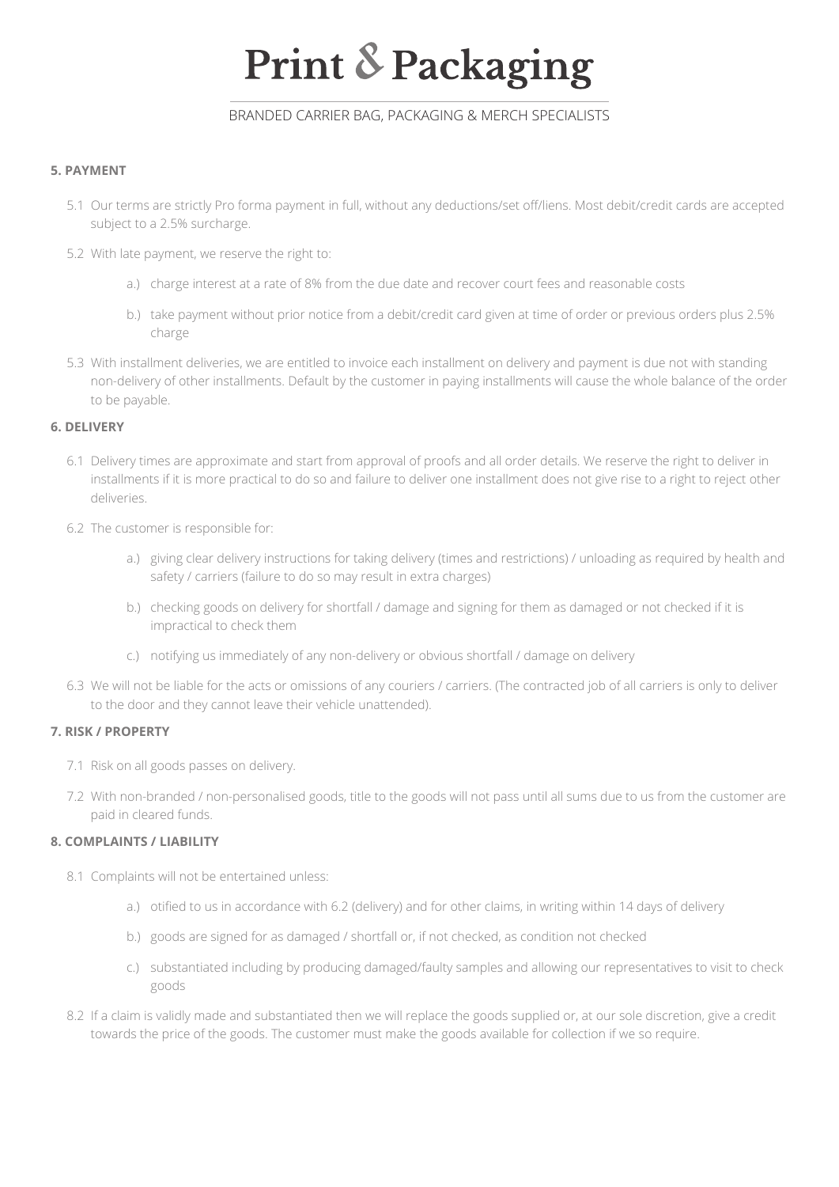# Print & Packaging

BRANDED CARRIER BAG, PACKAGING & MERCH SPECIALISTS

**5. PAYMENT**

5.1 Our terms are strictly Pro forma payment in full, without any deductions/set off/liens. Most debit/credit cards are accepted subject to a 2.5% surcharge.

5.2 With late payment, we reserve the right to:

- a.) charge interest at a rate of 8% from the due date and recover court fees and reasonable costs
- b.) take payment without prior notice from a debit/credit card given at time of order or previous orders plus 2.5% charge

5.3 With installment deliveries, we are entitled to invoice each installment on delivery and payment is due not with standing non-delivery of other installments. Default by the customer in paying installments will cause the whole balance of the order to be payable.

**6. DELIVERY**

6.1 Delivery times are approximate and start from approval of proofs and all order details. We reserve the right to deliver in installments if it is more practical to do so and failure to deliver one installment does not give rise to a right to reject other deliveries.

6.2 The customer is responsible for:

- a.) giving clear delivery instructions for taking delivery (times and restrictions) / unloading as required by health and safety / carriers (failure to do so may result in extra charges)
- b.) checking goods on delivery for shortfall / damage and signing for them as damaged or not checked if it is impractical to check them
- c.) notifying us immediately of any non-delivery or obvious shortfall / damage on delivery

6.3 We will not be liable for the acts or omissions of any couriers / carriers. (The contracted job of all carriers is only to deliver to the door and they cannot leave their vehicle unattended).

**7. RISK / PROPERTY**

7.1 Risk on all goods passes on delivery.

7.2 With non-branded / non-personalised goods, title to the goods will not pass until all sums due to us from the customer are paid in cleared funds.

**8. COMPLAINTS / LIABILITY**

8.1 Complaints will not be entertained unless:

- a.) otified to us in accordance with 6.2 (delivery) and for other claims, in writing within 14 days of delivery
- b.) goods are signed for as damaged / shortfall or, if not checked, as condition not checked
- c.) substantiated including by producing damaged/faulty samples and allowing our representatives to visit to check goods

8.2 If a claim is validly made and substantiated then we will replace the goods supplied or, at our sole discretion, give a credit towards the price of the goods. The customer must make the goods available for collection if we so require.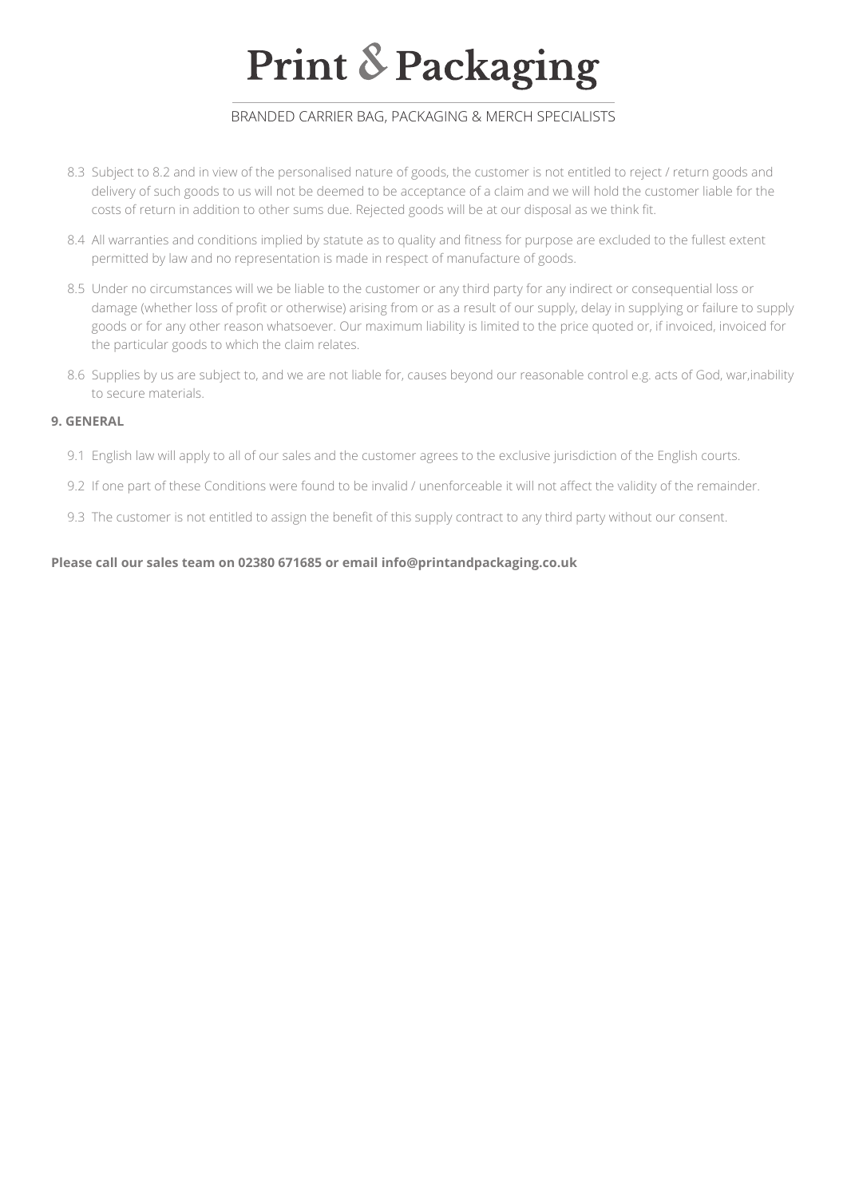8.3 Subject to 8.2 and in view of the personalised nature of goods, the customer is not entitled to reject / return goods and delivery of such goods to us will not be deemed to be acceptance of a claim and we will hold the customer liable for the costs of return in addition to other sums due. Rejected goods will be at our disposal as we think fit.

8.4 All warranties and conditions implied by statute as to quality and fitness for purpose are excluded to the fullest extent permitted by law and no representation is made in respect of manufacture of goods.

8.5 Under no circumstances will we be liable to the customer or any third party for any indirect or consequential loss or damage (whether loss of profit or otherwise) arising from or as a result of our supply, delay in supplying or failure to supply goods or for any other reason whatsoever. Our maximum liability is limited to the price quoted or, if invoiced, invoiced for the particular goods to which the claim relates.

8.6 Supplies by us are subject to, and we are not liable for, causes beyond our reasonable control e.g. acts of God, war,inability to secure materials.

**9. GENERAL**

9.1 English law will apply to all of our sales and the customer agrees to the exclusive jurisdiction of the English courts.

9.2 If one part of these Conditions were found to be invalid / unenforceable it will not affect the validity of the remainder.

9.3 The customer is not entitled to assign the benefit of this supply contract to any third party without our consent.

**Please call our sales team on 02380 671685 or email info@printandpackaging.co.uk**